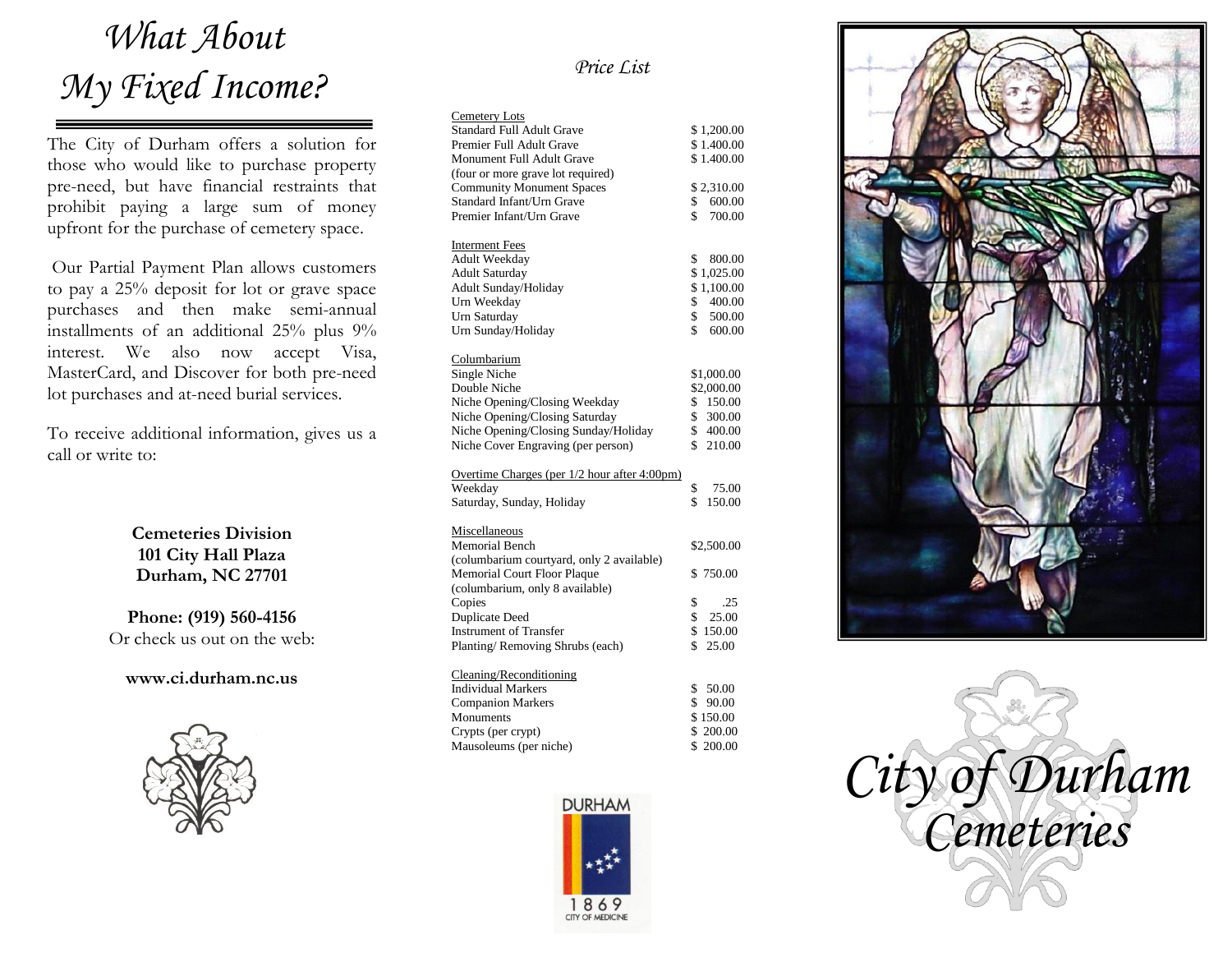# What About My Fixed Income?

The City of Durham offers a solution for those who would like to purchase property pre-need, but have financial restraints that prohibit paying a large sum of money upfront for the purchase of cemetery space.

Our Partial Payment Plan allows customers to pay a 25% deposit for lot or grave space purchases and then make semi-annual installments of an additional 25% plus 9% interest. We also now accept Visa, MasterCard, and Discover for both pre-need lot purchases and at-need burial services.

To receive additional information, gives us a call or write to:

**Cemeteries Division**
**101 City Hall Plaza**
**Durham, NC 27701**

**Phone: (919) 560-4156**
Or check us out on the web:

**www.ci.durham.nc.us**

## Price List

| Cemetery Lots | |
|---|---|
| Standard Full Adult Grave | $ 1,200.00 |
| Premier Full Adult Grave | $ 1.400.00 |
| Monument Full Adult Grave (four or more grave lot required) | $ 1.400.00 |
| Community Monument Spaces | $ 2,310.00 |
| Standard Infant/Urn Grave | $ 600.00 |
| Premier Infant/Urn Grave | $ 700.00 |

| Interment Fees | |
|---|---|
| Adult Weekday | $ 800.00 |
| Adult Saturday | $ 1,025.00 |
| Adult Sunday/Holiday | $ 1,100.00 |
| Urn Weekday | $ 400.00 |
| Urn Saturday | $ 500.00 |
| Urn Sunday/Holiday | $ 600.00 |

| Columbarium | |
|---|---|
| Single Niche | $1,000.00 |
| Double Niche | $2,000.00 |
| Niche Opening/Closing Weekday | $ 150.00 |
| Niche Opening/Closing Saturday | $ 300.00 |
| Niche Opening/Closing Sunday/Holiday | $ 400.00 |
| Niche Cover Engraving (per person) | $ 210.00 |

| Overtime Charges (per 1/2 hour after 4:00pm) | |
|---|---|
| Weekday | $ 75.00 |
| Saturday, Sunday, Holiday | $ 150.00 |

| Miscellaneous | |
|---|---|
| Memorial Bench (columbarium courtyard, only 2 available) | $2,500.00 |
| Memorial Court Floor Plaque (columbarium, only 8 available) | $ 750.00 |
| Copies | $ .25 |
| Duplicate Deed | $ 25.00 |
| Instrument of Transfer | $ 150.00 |
| Planting/ Removing Shrubs (each) | $ 25.00 |

| Cleaning/Reconditioning | |
|---|---|
| Individual Markers | $ 50.00 |
| Companion Markers | $ 90.00 |
| Monuments | $ 150.00 |
| Crypts (per crypt) | $ 200.00 |
| Mausoleums (per niche) | $ 200.00 |

DURHAM
1869
CITY OF MEDICINE

# City of Durham Cemeteries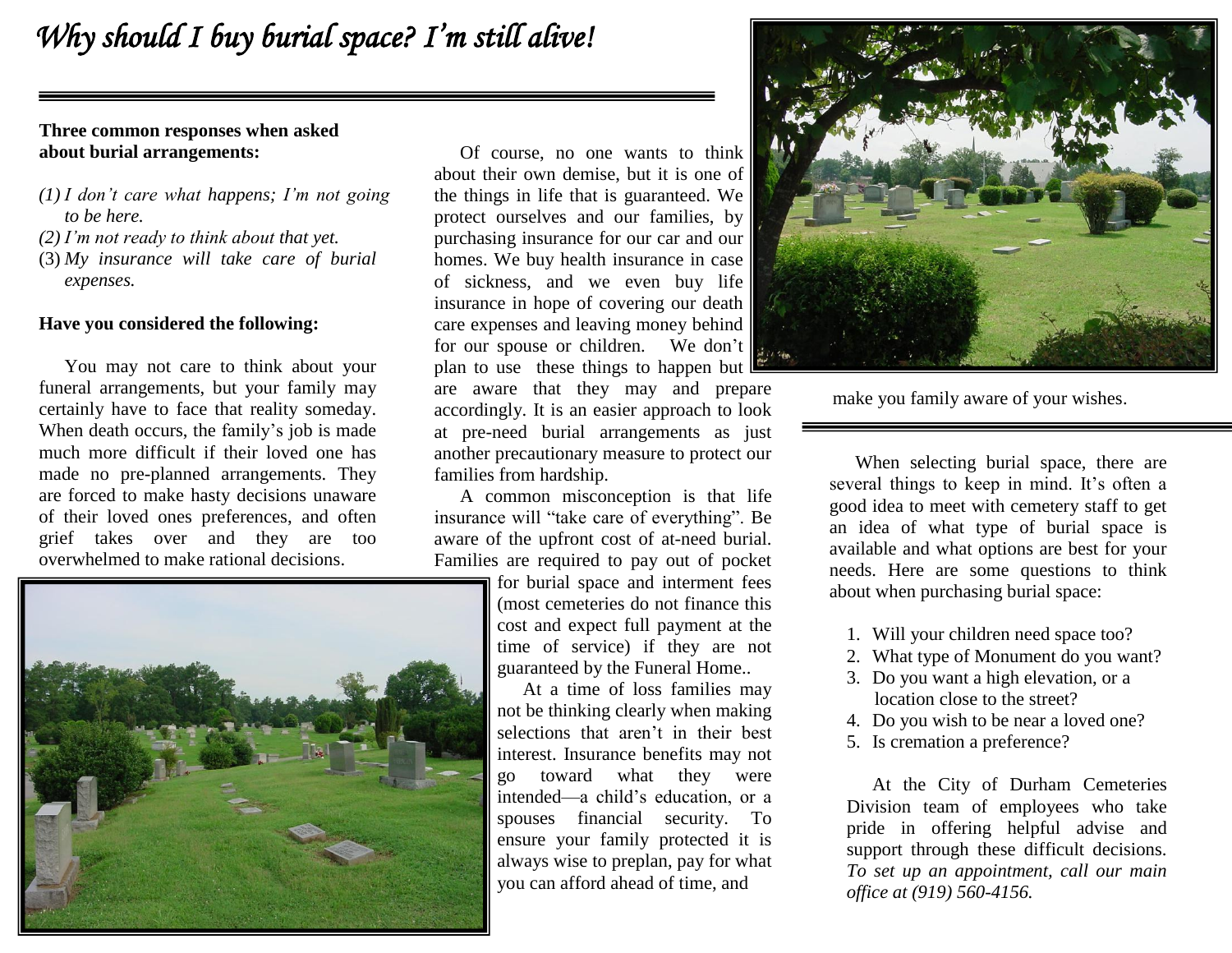# *Why should I buy burial space? I'm still alive!*

**Three common responses when asked about burial arrangements:**

*(1) I don't care what happens; I'm not going to be here.*
*(2) I'm not ready to think about that yet.*
(3) *My insurance will take care of burial expenses.*

**Have you considered the following:**

You may not care to think about your funeral arrangements, but your family may certainly have to face that reality someday. When death occurs, the family's job is made much more difficult if their loved one has made no pre-planned arrangements. They are forced to make hasty decisions unaware of their loved ones preferences, and often grief takes over and they are too overwhelmed to make rational decisions.

Of course, no one wants to think about their own demise, but it is one of the things in life that is guaranteed. We protect ourselves and our families, by purchasing insurance for our car and our homes. We buy health insurance in case of sickness, and we even buy life insurance in hope of covering our death care expenses and leaving money behind for our spouse or children. We don't plan to use these things to happen but are aware that they may and prepare accordingly. It is an easier approach to look at pre-need burial arrangements as just another precautionary measure to protect our families from hardship.

A common misconception is that life insurance will "take care of everything". Be aware of the upfront cost of at-need burial. Families are required to pay out of pocket for burial space and interment fees (most cemeteries do not finance this cost and expect full payment at the time of service) if they are not guaranteed by the Funeral Home..

At a time of loss families may not be thinking clearly when making selections that aren't in their best interest. Insurance benefits may not go toward what they were intended—a child's education, or a spouses financial security. To ensure your family protected it is always wise to preplan, pay for what you can afford ahead of time, and make you family aware of your wishes.

When selecting burial space, there are several things to keep in mind. It's often a good idea to meet with cemetery staff to get an idea of what type of burial space is available and what options are best for your needs. Here are some questions to think about when purchasing burial space:

1. Will your children need space too?
2. What type of Monument do you want?
3. Do you want a high elevation, or a location close to the street?
4. Do you wish to be near a loved one?
5. Is cremation a preference?

At the City of Durham Cemeteries Division team of employees who take pride in offering helpful advise and support through these difficult decisions. *To set up an appointment, call our main office at (919) 560-4156.*